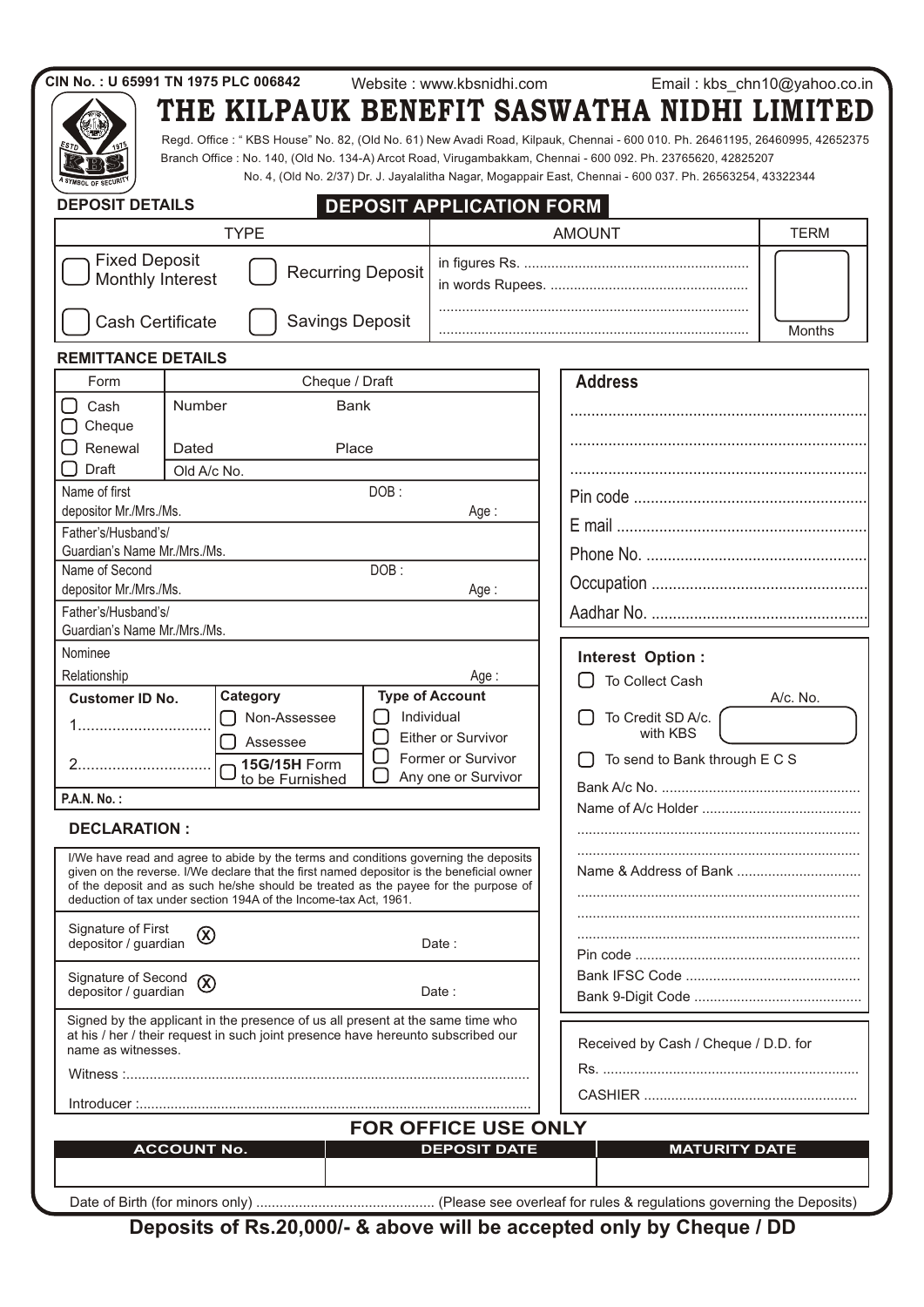CIN No. : U 65991 TN 1975 PLC 006842 Website : www.kbsnidhi.com Email : kbs_chn10@yahoo.co.in

# THE KILPAUK BENEFIT SASWATHA NIDHI LIMITED

Regd. Office : " KBS House" No. 82, (Old No. 61) New Avadi Road, Kilpauk, Chennai - 600 010. Ph. 26461195, 26460995, 42652375
Branch Office : No. 140, (Old No. 134-A) Arcot Road, Virugambakkam, Chennai - 600 092. Ph. 23765620, 42825207
No. 4, (Old No. 2/37) Dr. J. Jayalalitha Nagar, Mogappair East, Chennai - 600 037. Ph. 26563254, 43322344

## DEPOSIT APPLICATION FORM

**DEPOSIT DETAILS**

| TYPE | | AMOUNT | TERM |
|---|---|---|---|
| ☐ Fixed Deposit Monthly Interest | ☐ Recurring Deposit | in figures Rs. ............ in words Rupees. ............ | |
| ☐ Cash Certificate | ☐ Savings Deposit | ............ ............ | Months |

**REMITTANCE DETAILS**

| Form | Cheque / Draft | |
|---|---|---|
| ☐ Cash ☐ Cheque | Number | Bank |
| ☐ Renewal | Dated | Place |
| ☐ Draft | Old A/c No. | |

Name of first depositor Mr./Mrs./Ms. DOB : Age :

Father's/Husband's/ Guardian's Name Mr./Mrs./Ms.

Name of Second depositor Mr./Mrs./Ms. DOB : Age :

Father's/Husband's/ Guardian's Name Mr./Mrs./Ms.

Nominee

Relationship Age :

| Customer ID No. | Category | Type of Account |
|---|---|---|
| 1............ | ☐ Non-Assessee | ☐ Individual |
| | ☐ Assessee | ☐ Either or Survivor |
| 2............ | ☐ **15G/15H** Form to be Furnished | ☐ Former or Survivor |
| | | ☐ Any one or Survivor |

**P.A.N. No. :**

**Address**

............

............

............

Pin code ............

E mail ............

Phone No. ............

Occupation ............

Aadhar No. ............

**Interest Option :**

☐ To Collect Cash

☐ To Credit SD A/c. with KBS A/c. No.

☐ To send to Bank through E C S

Bank A/c No. ............

Name of A/c Holder ............

............

............

Name & Address of Bank ............

............

............

............

Pin code ............

Bank IFSC Code ............

Bank 9-Digit Code ............

### DECLARATION :

I/We have read and agree to abide by the terms and conditions governing the deposits given on the reverse. I/We declare that the first named depositor is the beneficial owner of the deposit and as such he/she should be treated as the payee for the purpose of deduction of tax under section 194A of the Income-tax Act, 1961.

Signature of First depositor / guardian ⓧ Date :

Signature of Second depositor / guardian ⓧ Date :

Signed by the applicant in the presence of us all present at the same time who at his / her / their request in such joint presence have hereunto subscribed our name as witnesses.

Witness :............

Introducer :............

Received by Cash / Cheque / D.D. for

Rs. ............

CASHIER ............

### FOR OFFICE USE ONLY

| ACCOUNT No. | DEPOSIT DATE | MATURITY DATE |
|---|---|---|
| | | |

Date of Birth (for minors only) ............ (Please see overleaf for rules & regulations governing the Deposits)

**Deposits of Rs.20,000/- & above will be accepted only by Cheque / DD**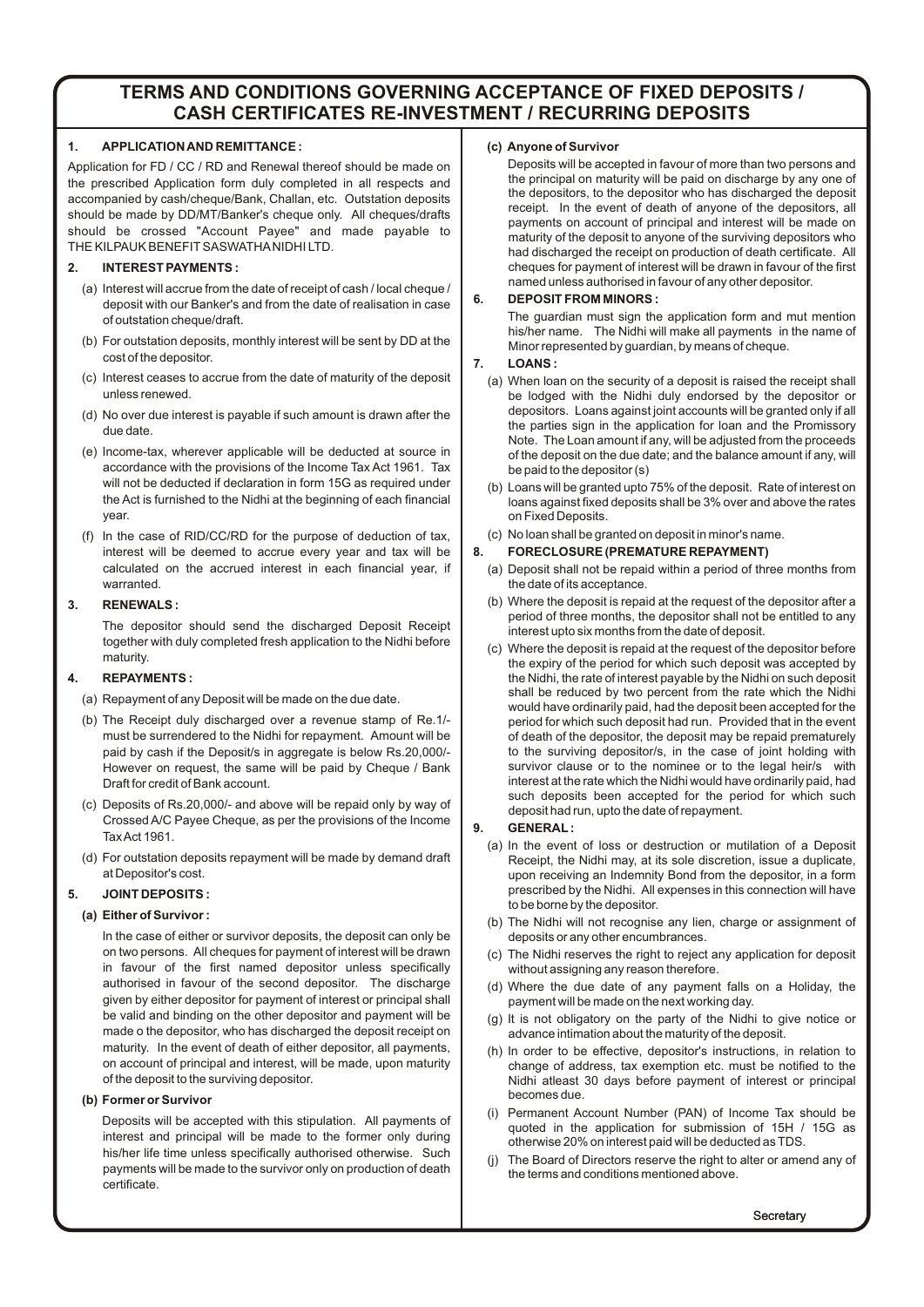# TERMS AND CONDITIONS GOVERNING ACCEPTANCE OF FIXED DEPOSITS / CASH CERTIFICATES RE-INVESTMENT / RECURRING DEPOSITS

## 1. APPLICATION AND REMITTANCE :

Application for FD / CC / RD and Renewal thereof should be made on the prescribed Application form duly completed in all respects and accompanied by cash/cheque/Bank, Challan, etc. Outstation deposits should be made by DD/MT/Banker's cheque only. All cheques/drafts should be crossed "Account Payee" and made payable to THE KILPAUK BENEFIT SASWATHA NIDHI LTD.

## 2. INTEREST PAYMENTS :

(a) Interest will accrue from the date of receipt of cash / local cheque / deposit with our Banker's and from the date of realisation in case of outstation cheque/draft.

(b) For outstation deposits, monthly interest will be sent by DD at the cost of the depositor.

(c) Interest ceases to accrue from the date of maturity of the deposit unless renewed.

(d) No over due interest is payable if such amount is drawn after the due date.

(e) Income-tax, wherever applicable will be deducted at source in accordance with the provisions of the Income Tax Act 1961. Tax will not be deducted if declaration in form 15G as required under the Act is furnished to the Nidhi at the beginning of each financial year.

(f) In the case of RID/CC/RD for the purpose of deduction of tax, interest will be deemed to accrue every year and tax will be calculated on the accrued interest in each financial year, if warranted.

## 3. RENEWALS :

The depositor should send the discharged Deposit Receipt together with duly completed fresh application to the Nidhi before maturity.

## 4. REPAYMENTS :

(a) Repayment of any Deposit will be made on the due date.

(b) The Receipt duly discharged over a revenue stamp of Re.1/- must be surrendered to the Nidhi for repayment. Amount will be paid by cash if the Deposit/s in aggregate is below Rs.20,000/- However on request, the same will be paid by Cheque / Bank Draft for credit of Bank account.

(c) Deposits of Rs.20,000/- and above will be repaid only by way of Crossed A/C Payee Cheque, as per the provisions of the Income Tax Act 1961.

(d) For outstation deposits repayment will be made by demand draft at Depositor's cost.

## 5. JOINT DEPOSITS :

**(a) Either of Survivor :**

In the case of either or survivor deposits, the deposit can only be on two persons. All cheques for payment of interest will be drawn in favour of the first named depositor unless specifically authorised in favour of the second depositor. The discharge given by either depositor for payment of interest or principal shall be valid and binding on the other depositor and payment will be made o the depositor, who has discharged the deposit receipt on maturity. In the event of death of either depositor, all payments, on account of principal and interest, will be made, upon maturity of the deposit to the surviving depositor.

**(b) Former or Survivor**

Deposits will be accepted with this stipulation. All payments of interest and principal will be made to the former only during his/her life time unless specifically authorised otherwise. Such payments will be made to the survivor only on production of death certificate.

**(c) Anyone of Survivor**

Deposits will be accepted in favour of more than two persons and the principal on maturity will be paid on discharge by any one of the depositors, to the depositor who has discharged the deposit receipt. In the event of death of anyone of the depositors, all payments on account of principal and interest will be made on maturity of the deposit to anyone of the surviving depositors who had discharged the receipt on production of death certificate. All cheques for payment of interest will be drawn in favour of the first named unless authorised in favour of any other depositor.

## 6. DEPOSIT FROM MINORS :

The guardian must sign the application form and mut mention his/her name. The Nidhi will make all payments in the name of Minor represented by guardian, by means of cheque.

## 7. LOANS :

(a) When loan on the security of a deposit is raised the receipt shall be lodged with the Nidhi duly endorsed by the depositor or depositors. Loans against joint accounts will be granted only if all the parties sign in the application for loan and the Promissory Note. The Loan amount if any, will be adjusted from the proceeds of the deposit on the due date; and the balance amount if any, will be paid to the depositor (s)

(b) Loans will be granted upto 75% of the deposit. Rate of interest on loans against fixed deposits shall be 3% over and above the rates on Fixed Deposits.

(c) No loan shall be granted on deposit in minor's name.

## 8. FORECLOSURE (PREMATURE REPAYMENT)

(a) Deposit shall not be repaid within a period of three months from the date of its acceptance.

(b) Where the deposit is repaid at the request of the depositor after a period of three months, the depositor shall not be entitled to any interest upto six months from the date of deposit.

(c) Where the deposit is repaid at the request of the depositor before the expiry of the period for which such deposit was accepted by the Nidhi, the rate of interest payable by the Nidhi on such deposit shall be reduced by two percent from the rate which the Nidhi would have ordinarily paid, had the deposit been accepted for the period for which such deposit had run. Provided that in the event of death of the depositor, the deposit may be repaid prematurely to the surviving depositor/s, in the case of joint holding with survivor clause or to the nominee or to the legal heir/s with interest at the rate which the Nidhi would have ordinarily paid, had such deposits been accepted for the period for which such deposit had run, upto the date of repayment.

## 9. GENERAL :

(a) In the event of loss or destruction or mutilation of a Deposit Receipt, the Nidhi may, at its sole discretion, issue a duplicate, upon receiving an Indemnity Bond from the depositor, in a form prescribed by the Nidhi. All expenses in this connection will have to be borne by the depositor.

(b) The Nidhi will not recognise any lien, charge or assignment of deposits or any other encumbrances.

(c) The Nidhi reserves the right to reject any application for deposit without assigning any reason therefore.

(d) Where the due date of any payment falls on a Holiday, the payment will be made on the next working day.

(g) It is not obligatory on the party of the Nidhi to give notice or advance intimation about the maturity of the deposit.

(h) In order to be effective, depositor's instructions, in relation to change of address, tax exemption etc. must be notified to the Nidhi atleast 30 days before payment of interest or principal becomes due.

(i) Permanent Account Number (PAN) of Income Tax should be quoted in the application for submission of 15H / 15G as otherwise 20% on interest paid will be deducted as TDS.

(j) The Board of Directors reserve the right to alter or amend any of the terms and conditions mentioned above.

Secretary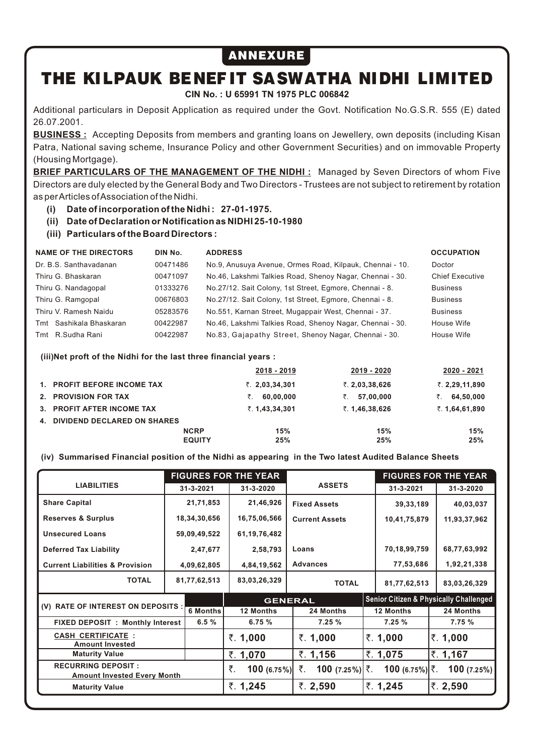ANNEXURE

# THE KILPAUK BENEFIT SASWATHA NIDHI LIMITED

**CIN No. : U 65991 TN 1975 PLC 006842**

Additional particulars in Deposit Application as required under the Govt. Notification No.G.S.R. 555 (E) dated 26.07.2001.

**BUSINESS :** Accepting Deposits from members and granting loans on Jewellery, own deposits (including Kisan Patra, National saving scheme, Insurance Policy and other Government Securities) and on immovable Property (Housing Mortgage).

**BRIEF PARTICULARS OF THE MANAGEMENT OF THE NIDHI :** Managed by Seven Directors of whom Five Directors are duly elected by the General Body and Two Directors - Trustees are not subject to retirement by rotation as per Articles of Association of the Nidhi.

- **(i) Date of incorporation of the Nidhi : 27-01-1975.**
- **(ii) Date of Declaration or Notification as NIDHI 25-10-1980**
- **(iii) Particulars of the Board Directors :**

| NAME OF THE DIRECTORS | DIN No. | ADDRESS | OCCUPATION |
|---|---|---|---|
| Dr. B.S. Santhavadanan | 00471486 | No.9, Anusuya Avenue, Ormes Road, Kilpauk, Chennai - 10. | Doctor |
| Thiru G. Bhaskaran | 00471097 | No.46, Lakshmi Talkies Road, Shenoy Nagar, Chennai - 30. | Chief Executive |
| Thiru G. Nandagopal | 01333276 | No.27/12. Sait Colony, 1st Street, Egmore, Chennai - 8. | Business |
| Thiru G. Ramgopal | 00676803 | No.27/12. Sait Colony, 1st Street, Egmore, Chennai - 8. | Business |
| Thiru V. Ramesh Naidu | 05283576 | No.551, Karnan Street, Mugappair West, Chennai - 37. | Business |
| Tmt Sashikala Bhaskaran | 00422987 | No.46, Lakshmi Talkies Road, Shenoy Nagar, Chennai - 30. | House Wife |
| Tmt R.Sudha Rani | 00422987 | No.83, Gajapathy Street, Shenoy Nagar, Chennai - 30. | House Wife |

**(iii)Net proft of the Nidhi for the last three financial years :**

| | | 2018 - 2019 | 2019 - 2020 | 2020 - 2021 |
|---|---|---|---|---|
| 1. PROFIT BEFORE INCOME TAX | | ₹. 2,03,34,301 | ₹. 2,03,38,626 | ₹. 2,29,11,890 |
| 2. PROVISION FOR TAX | | ₹. 60,00,000 | ₹. 57,00,000 | ₹. 64,50,000 |
| 3. PROFIT AFTER INCOME TAX | | ₹. 1,43,34,301 | ₹. 1,46,38,626 | ₹. 1,64,61,890 |
| 4. DIVIDEND DECLARED ON SHARES | NCRP | 15% | 15% | 15% |
| | EQUITY | 25% | 25% | 25% |

**(iv) Summarised Financial position of the Nidhi as appearing in the Two latest Audited Balance Sheets**

| LIABILITIES | FIGURES FOR THE YEAR | | ASSETS | FIGURES FOR THE YEAR | |
|---|---|---|---|---|---|
| | 31-3-2021 | 31-3-2020 | | 31-3-2021 | 31-3-2020 |
| Share Capital | 21,71,853 | 21,46,926 | Fixed Assets | 39,33,189 | 40,03,037 |
| Reserves & Surplus | 18,34,30,656 | 16,75,06,566 | Current Assets | 10,41,75,879 | 11,93,37,962 |
| Unsecured Loans | 59,09,49,522 | 61,19,76,482 | | | |
| Deferred Tax Liability | 2,47,677 | 2,58,793 | Loans | 70,18,99,759 | 68,77,63,992 |
| Current Liabilities & Provision | 4,09,62,805 | 4,84,19,562 | Advances | 77,53,686 | 1,92,21,338 |
| TOTAL | 81,77,62,513 | 83,03,26,329 | TOTAL | 81,77,62,513 | 83,03,26,329 |

| (V) RATE OF INTEREST ON DEPOSITS : | | GENERAL | | Senior Citizen & Physically Challenged | |
|---|---|---|---|---|---|
| | 6 Months | 12 Months | 24 Months | 12 Months | 24 Months |
| FIXED DEPOSIT : Monthly Interest | 6.5 % | 6.75 % | 7.25 % | 7.25 % | 7.75 % |
| CASH CERTIFICATE : Amount Invested | | ₹. 1,000 | ₹. 1,000 | ₹. 1,000 | ₹. 1,000 |
| Maturity Value | | ₹. 1,070 | ₹. 1,156 | ₹. 1,075 | ₹. 1,167 |
| RECURRING DEPOSIT : Amount Invested Every Month | | ₹. 100 (6.75%) | ₹. 100 (7.25%) | ₹. 100 (6.75%) | ₹. 100 (7.25%) |
| Maturity Value | | ₹. 1,245 | ₹. 2,590 | ₹. 1,245 | ₹. 2,590 |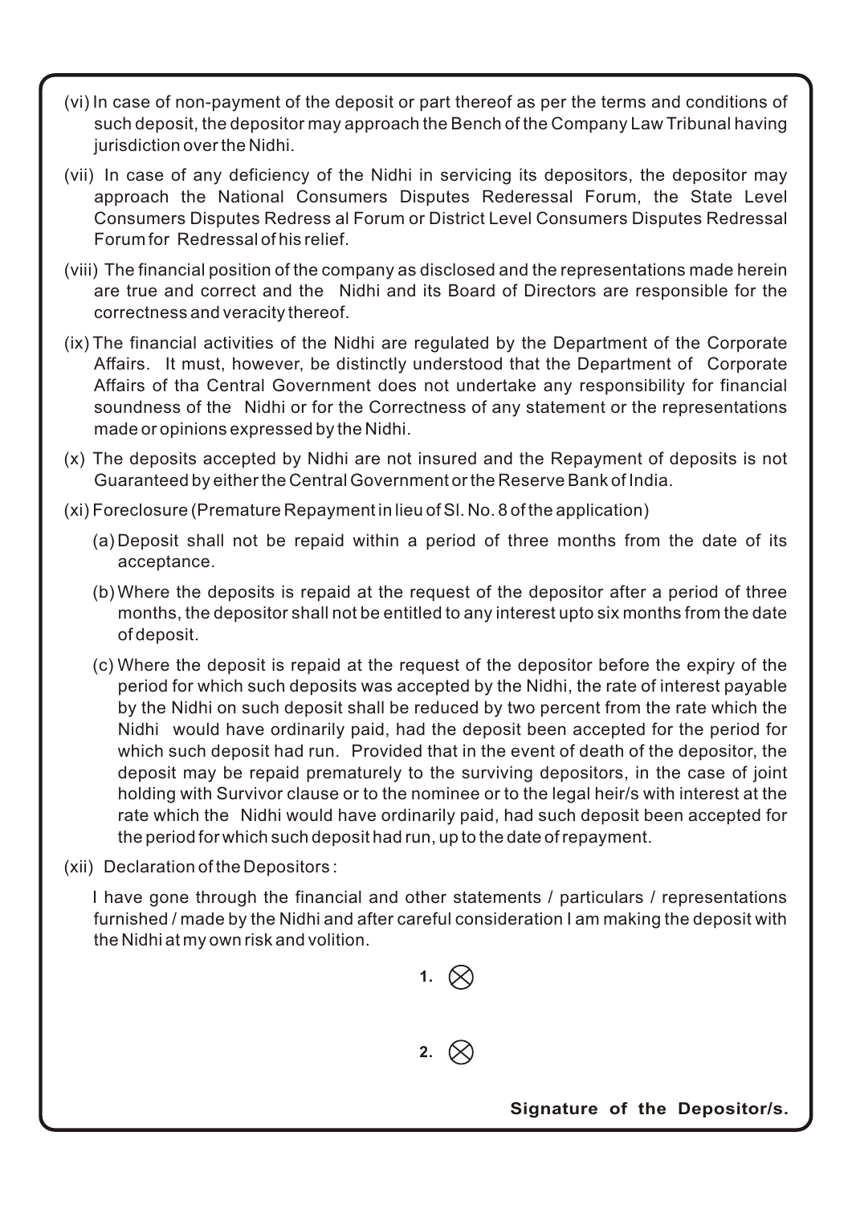(vi) In case of non-payment of the deposit or part thereof as per the terms and conditions of such deposit, the depositor may approach the Bench of the Company Law Tribunal having jurisdiction over the Nidhi.

(vii) In case of any deficiency of the Nidhi in servicing its depositors, the depositor may approach the National Consumers Disputes Rederessal Forum, the State Level Consumers Disputes Redress al Forum or District Level Consumers Disputes Redressal Forum for Redressal of his relief.

(viii) The financial position of the company as disclosed and the representations made herein are true and correct and the Nidhi and its Board of Directors are responsible for the correctness and veracity thereof.

(ix) The financial activities of the Nidhi are regulated by the Department of the Corporate Affairs. It must, however, be distinctly understood that the Department of Corporate Affairs of tha Central Government does not undertake any responsibility for financial soundness of the Nidhi or for the Correctness of any statement or the representations made or opinions expressed by the Nidhi.

(x) The deposits accepted by Nidhi are not insured and the Repayment of deposits is not Guaranteed by either the Central Government or the Reserve Bank of India.

(xi) Foreclosure (Premature Repayment in lieu of Sl. No. 8 of the application)

(a) Deposit shall not be repaid within a period of three months from the date of its acceptance.

(b) Where the deposits is repaid at the request of the depositor after a period of three months, the depositor shall not be entitled to any interest upto six months from the date of deposit.

(c) Where the deposit is repaid at the request of the depositor before the expiry of the period for which such deposits was accepted by the Nidhi, the rate of interest payable by the Nidhi on such deposit shall be reduced by two percent from the rate which the Nidhi would have ordinarily paid, had the deposit been accepted for the period for which such deposit had run. Provided that in the event of death of the depositor, the deposit may be repaid prematurely to the surviving depositors, in the case of joint holding with Survivor clause or to the nominee or to the legal heir/s with interest at the rate which the Nidhi would have ordinarily paid, had such deposit been accepted for the period for which such deposit had run, up to the date of repayment.

(xii) Declaration of the Depositors :

I have gone through the financial and other statements / particulars / representations furnished / made by the Nidhi and after careful consideration I am making the deposit with the Nidhi at my own risk and volition.

1. ⊗

2. ⊗

**Signature of the Depositor/s.**